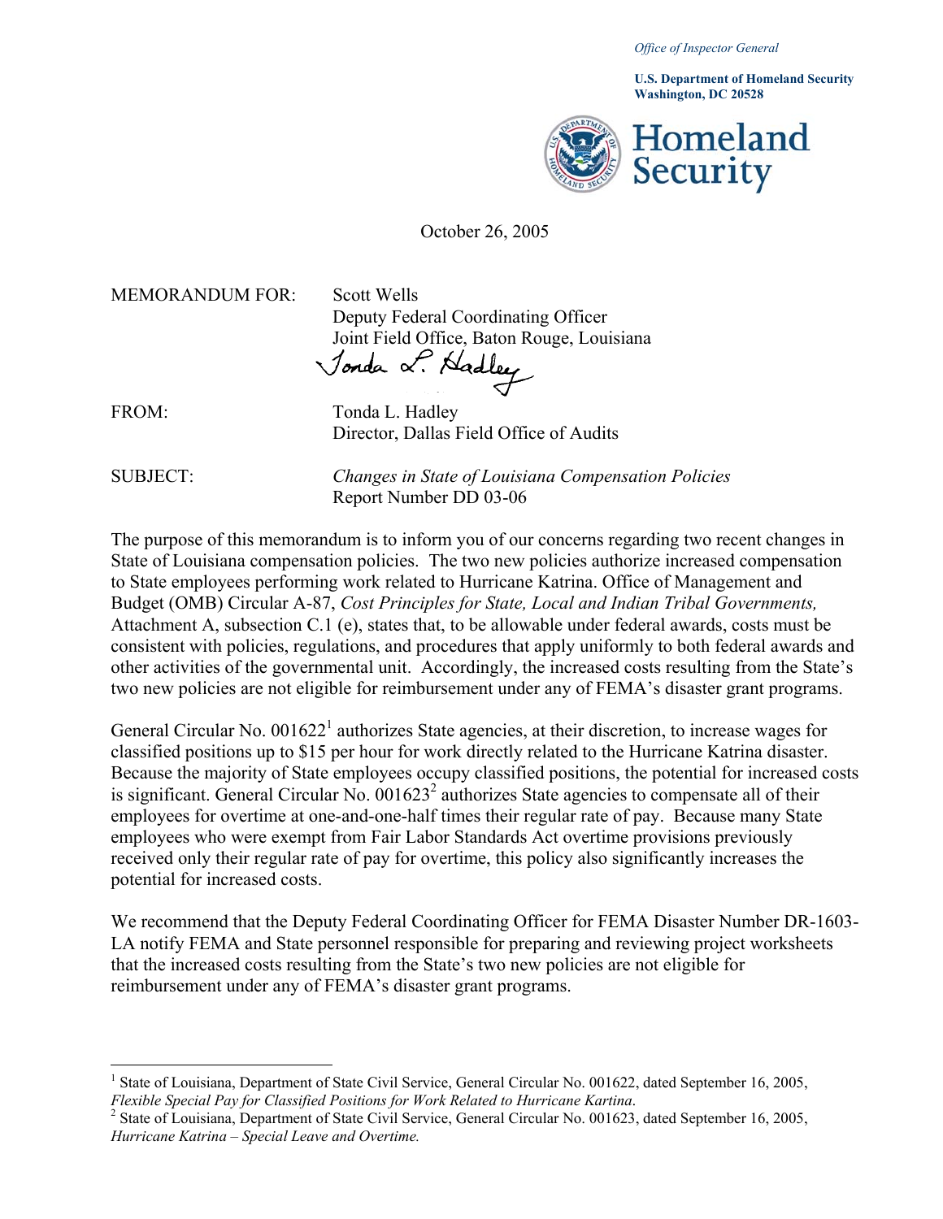*Office of Inspector General*

**U.S. Department of Homeland Security**
**Washington, DC 20528**

**Homeland Security**

October 26, 2005

MEMORANDUM FOR: Scott Wells
Deputy Federal Coordinating Officer
Joint Field Office, Baton Rouge, Louisiana

Tonda L. Hadley

FROM: Tonda L. Hadley
Director, Dallas Field Office of Audits

SUBJECT: *Changes in State of Louisiana Compensation Policies*
Report Number DD 03-06

The purpose of this memorandum is to inform you of our concerns regarding two recent changes in State of Louisiana compensation policies. The two new policies authorize increased compensation to State employees performing work related to Hurricane Katrina. Office of Management and Budget (OMB) Circular A-87, *Cost Principles for State, Local and Indian Tribal Governments,* Attachment A, subsection C.1 (e), states that, to be allowable under federal awards, costs must be consistent with policies, regulations, and procedures that apply uniformly to both federal awards and other activities of the governmental unit. Accordingly, the increased costs resulting from the State's two new policies are not eligible for reimbursement under any of FEMA's disaster grant programs.

General Circular No. 001622[1] authorizes State agencies, at their discretion, to increase wages for classified positions up to $15 per hour for work directly related to the Hurricane Katrina disaster. Because the majority of State employees occupy classified positions, the potential for increased costs is significant. General Circular No. 001623[2] authorizes State agencies to compensate all of their employees for overtime at one-and-one-half times their regular rate of pay. Because many State employees who were exempt from Fair Labor Standards Act overtime provisions previously received only their regular rate of pay for overtime, this policy also significantly increases the potential for increased costs.

We recommend that the Deputy Federal Coordinating Officer for FEMA Disaster Number DR-1603-LA notify FEMA and State personnel responsible for preparing and reviewing project worksheets that the increased costs resulting from the State's two new policies are not eligible for reimbursement under any of FEMA's disaster grant programs.

---

[1] State of Louisiana, Department of State Civil Service, General Circular No. 001622, dated September 16, 2005, *Flexible Special Pay for Classified Positions for Work Related to Hurricane Kartina*.

[2] State of Louisiana, Department of State Civil Service, General Circular No. 001623, dated September 16, 2005, *Hurricane Katrina – Special Leave and Overtime.*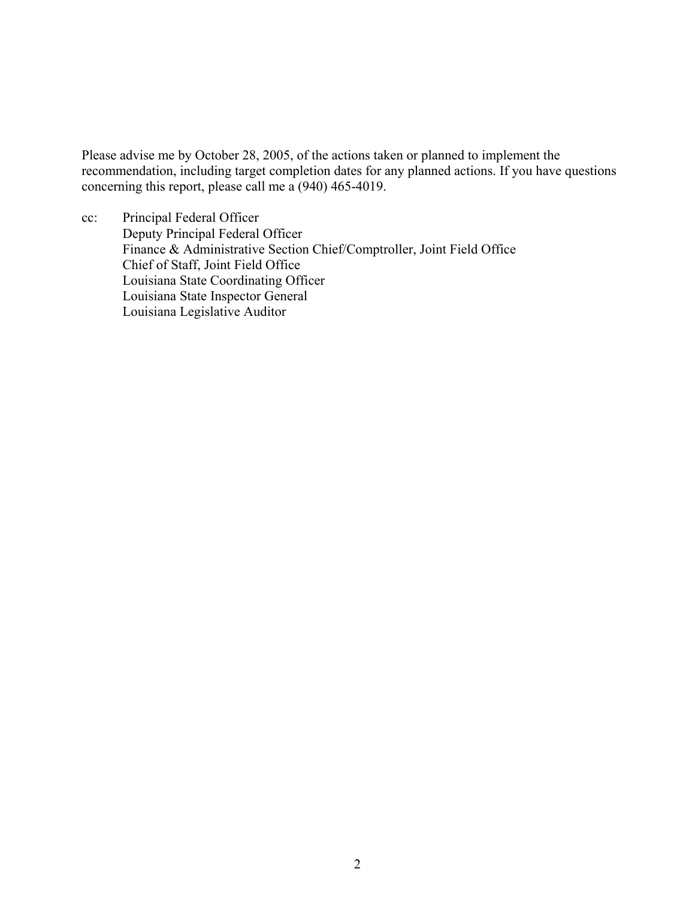Please advise me by October 28, 2005, of the actions taken or planned to implement the recommendation, including target completion dates for any planned actions. If you have questions concerning this report, please call me a (940) 465-4019.

cc: Principal Federal Officer
Deputy Principal Federal Officer
Finance & Administrative Section Chief/Comptroller, Joint Field Office
Chief of Staff, Joint Field Office
Louisiana State Coordinating Officer
Louisiana State Inspector General
Louisiana Legislative Auditor